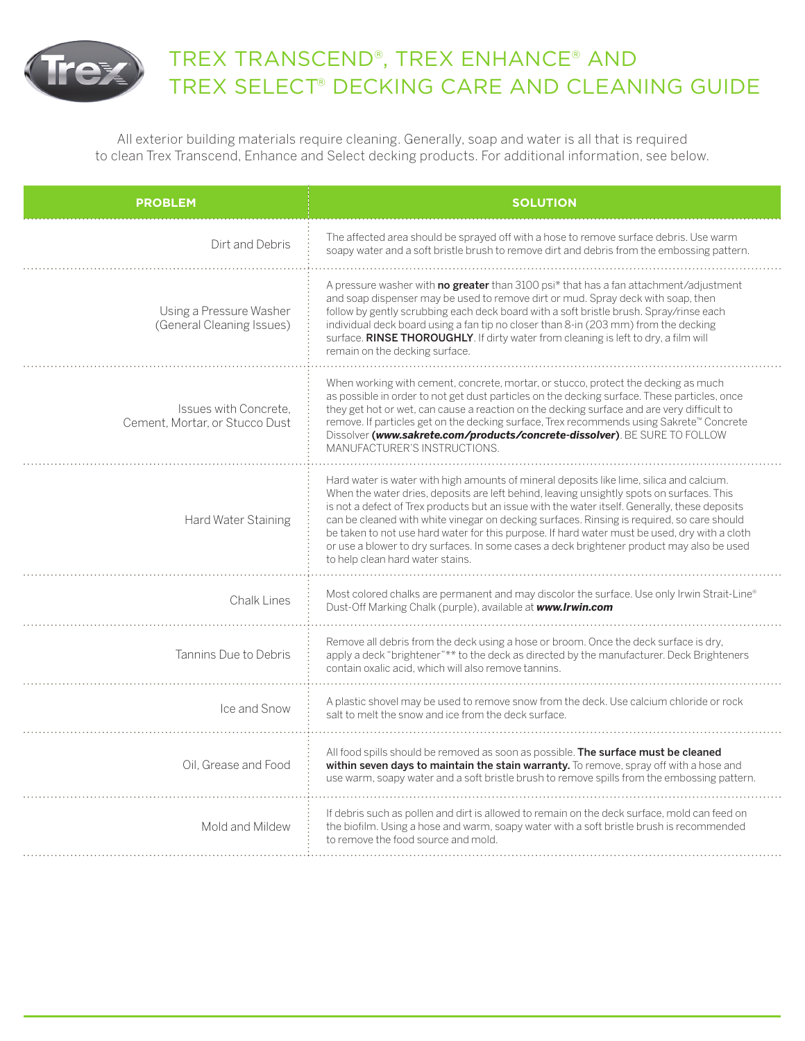# TREX TRANSCEND®, TREX ENHANCE® AND TREX SELECT® DECKING CARE AND CLEANING GUIDE

All exterior building materials require cleaning. Generally, soap and water is all that is required to clean Trex Transcend, Enhance and Select decking products. For additional information, see below.

| PROBLEM | SOLUTION |
|---|---|
| Dirt and Debris | The affected area should be sprayed off with a hose to remove surface debris. Use warm soapy water and a soft bristle brush to remove dirt and debris from the embossing pattern. |
| Using a Pressure Washer (General Cleaning Issues) | A pressure washer with **no greater** than 3100 psi* that has a fan attachment/adjustment and soap dispenser may be used to remove dirt or mud. Spray deck with soap, then follow by gently scrubbing each deck board with a soft bristle brush. Spray/rinse each individual deck board using a fan tip no closer than 8-in (203 mm) from the decking surface. **RINSE THOROUGHLY**. If dirty water from cleaning is left to dry, a film will remain on the decking surface. |
| Issues with Concrete, Cement, Mortar, or Stucco Dust | When working with cement, concrete, mortar, or stucco, protect the decking as much as possible in order to not get dust particles on the decking surface. These particles, once they get hot or wet, can cause a reaction on the decking surface and are very difficult to remove. If particles get on the decking surface, Trex recommends using Sakrete™ Concrete Dissolver ***(www.sakrete.com/products/concrete-dissolver)***. BE SURE TO FOLLOW MANUFACTURER'S INSTRUCTIONS. |
| Hard Water Staining | Hard water is water with high amounts of mineral deposits like lime, silica and calcium. When the water dries, deposits are left behind, leaving unsightly spots on surfaces. This is not a defect of Trex products but an issue with the water itself. Generally, these deposits can be cleaned with white vinegar on decking surfaces. Rinsing is required, so care should be taken to not use hard water for this purpose. If hard water must be used, dry with a cloth or use a blower to dry surfaces. In some cases a deck brightener product may also be used to help clean hard water stains. |
| Chalk Lines | Most colored chalks are permanent and may discolor the surface. Use only Irwin Strait-Line® Dust-Off Marking Chalk (purple), available at ***www.Irwin.com*** |
| Tannins Due to Debris | Remove all debris from the deck using a hose or broom. Once the deck surface is dry, apply a deck "brightener"** to the deck as directed by the manufacturer. Deck Brighteners contain oxalic acid, which will also remove tannins. |
| Ice and Snow | A plastic shovel may be used to remove snow from the deck. Use calcium chloride or rock salt to melt the snow and ice from the deck surface. |
| Oil, Grease and Food | All food spills should be removed as soon as possible. **The surface must be cleaned within seven days to maintain the stain warranty.** To remove, spray off with a hose and use warm, soapy water and a soft bristle brush to remove spills from the embossing pattern. |
| Mold and Mildew | If debris such as pollen and dirt is allowed to remain on the deck surface, mold can feed on the biofilm. Using a hose and warm, soapy water with a soft bristle brush is recommended to remove the food source and mold. |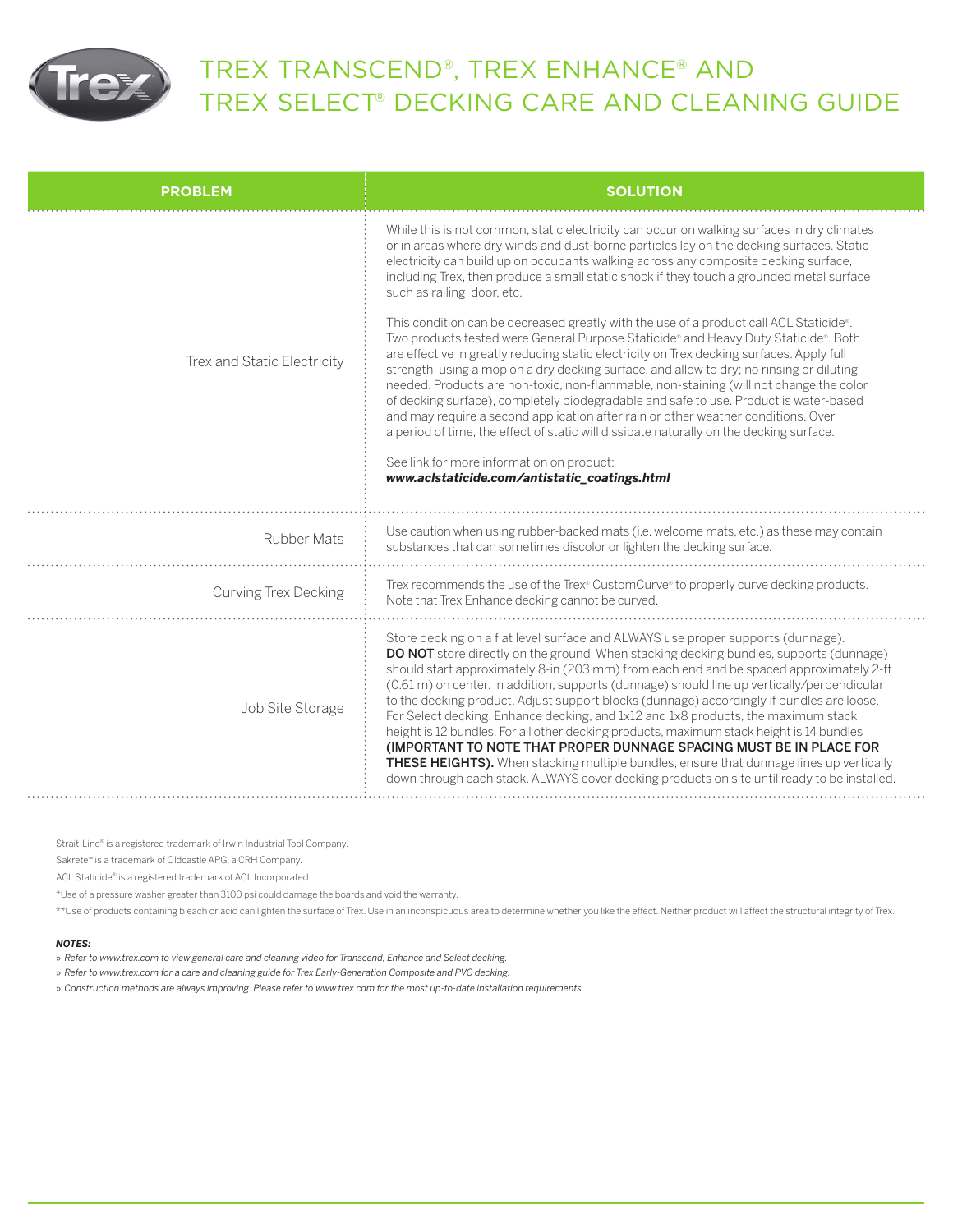# TREX TRANSCEND®, TREX ENHANCE® AND TREX SELECT® DECKING CARE AND CLEANING GUIDE

| PROBLEM | SOLUTION |
|---|---|
| Trex and Static Electricity | While this is not common, static electricity can occur on walking surfaces in dry climates or in areas where dry winds and dust-borne particles lay on the decking surfaces. Static electricity can build up on occupants walking across any composite decking surface, including Trex, then produce a small static shock if they touch a grounded metal surface such as railing, door, etc.<br><br>This condition can be decreased greatly with the use of a product call ACL Staticide®. Two products tested were General Purpose Staticide® and Heavy Duty Staticide®. Both are effective in greatly reducing static electricity on Trex decking surfaces. Apply full strength, using a mop on a dry decking surface, and allow to dry; no rinsing or diluting needed. Products are non-toxic, non-flammable, non-staining (will not change the color of decking surface), completely biodegradable and safe to use. Product is water-based and may require a second application after rain or other weather conditions. Over a period of time, the effect of static will dissipate naturally on the decking surface.<br><br>See link for more information on product:<br>***www.aclstaticide.com/antistatic_coatings.html*** |
| Rubber Mats | Use caution when using rubber-backed mats (i.e. welcome mats, etc.) as these may contain substances that can sometimes discolor or lighten the decking surface. |
| Curving Trex Decking | Trex recommends the use of the Trex® CustomCurve® to properly curve decking products. Note that Trex Enhance decking cannot be curved. |
| Job Site Storage | Store decking on a flat level surface and ALWAYS use proper supports (dunnage). **DO NOT** store directly on the ground. When stacking decking bundles, supports (dunnage) should start approximately 8-in (203 mm) from each end and be spaced approximately 2-ft (0.61 m) on center. In addition, supports (dunnage) should line up vertically/perpendicular to the decking product. Adjust support blocks (dunnage) accordingly if bundles are loose. For Select decking, Enhance decking, and 1x12 and 1x8 products, the maximum stack height is 12 bundles. For all other decking products, maximum stack height is 14 bundles **(IMPORTANT TO NOTE THAT PROPER DUNNAGE SPACING MUST BE IN PLACE FOR THESE HEIGHTS).** When stacking multiple bundles, ensure that dunnage lines up vertically down through each stack. ALWAYS cover decking products on site until ready to be installed. |

Strait-Line® is a registered trademark of Irwin Industrial Tool Company.

Sakrete™ is a trademark of Oldcastle APG, a CRH Company.

ACL Staticide® is a registered trademark of ACL Incorporated.

*Use of a pressure washer greater than 3100 psi could damage the boards and void the warranty.

**Use of products containing bleach or acid can lighten the surface of Trex. Use in an inconspicuous area to determine whether you like the effect. Neither product will affect the structural integrity of Trex.

***NOTES:***

- *Refer to www.trex.com to view general care and cleaning video for Transcend, Enhance and Select decking.*
- *Refer to www.trex.com for a care and cleaning guide for Trex Early-Generation Composite and PVC decking.*
- *Construction methods are always improving. Please refer to www.trex.com for the most up-to-date installation requirements.*